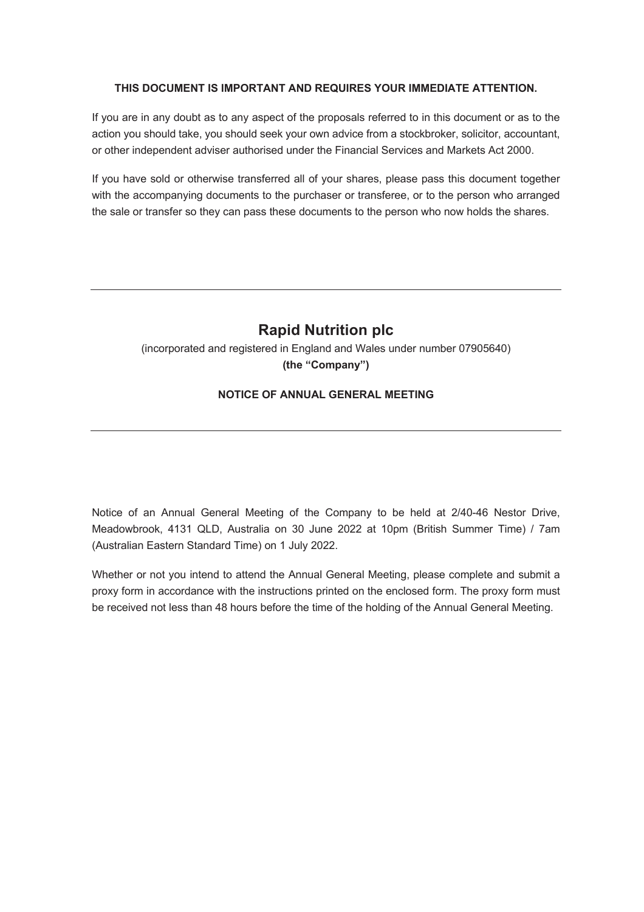**THIS DOCUMENT IS IMPORTANT AND REQUIRES YOUR IMMEDIATE ATTENTION.**

If you are in any doubt as to any aspect of the proposals referred to in this document or as to the action you should take, you should seek your own advice from a stockbroker, solicitor, accountant, or other independent adviser authorised under the Financial Services and Markets Act 2000.

If you have sold or otherwise transferred all of your shares, please pass this document together with the accompanying documents to the purchaser or transferee, or to the person who arranged the sale or transfer so they can pass these documents to the person who now holds the shares.

---

# Rapid Nutrition plc

(incorporated and registered in England and Wales under number 07905640)

**(the "Company")**

**NOTICE OF ANNUAL GENERAL MEETING**

---

Notice of an Annual General Meeting of the Company to be held at 2/40-46 Nestor Drive, Meadowbrook, 4131 QLD, Australia on 30 June 2022 at 10pm (British Summer Time) / 7am (Australian Eastern Standard Time) on 1 July 2022.

Whether or not you intend to attend the Annual General Meeting, please complete and submit a proxy form in accordance with the instructions printed on the enclosed form. The proxy form must be received not less than 48 hours before the time of the holding of the Annual General Meeting.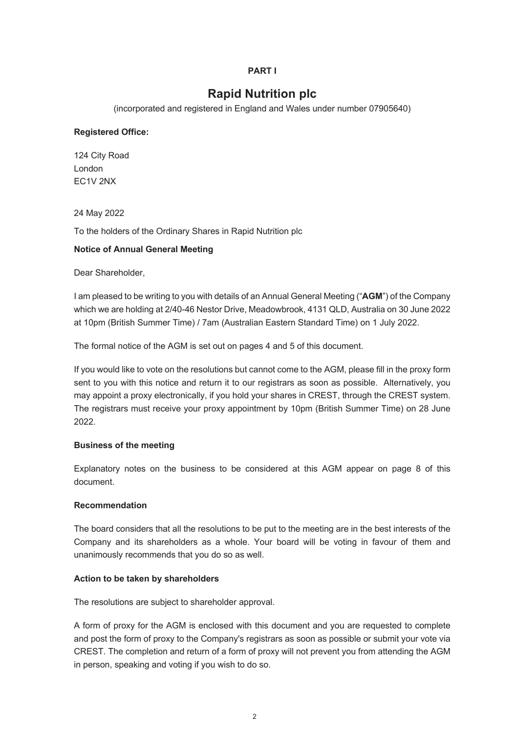**PART I**

# Rapid Nutrition plc

(incorporated and registered in England and Wales under number 07905640)

**Registered Office:**

124 City Road
London
EC1V 2NX

24 May 2022

To the holders of the Ordinary Shares in Rapid Nutrition plc

**Notice of Annual General Meeting**

Dear Shareholder,

I am pleased to be writing to you with details of an Annual General Meeting ("**AGM**") of the Company which we are holding at 2/40-46 Nestor Drive, Meadowbrook, 4131 QLD, Australia on 30 June 2022 at 10pm (British Summer Time) / 7am (Australian Eastern Standard Time) on 1 July 2022.

The formal notice of the AGM is set out on pages 4 and 5 of this document.

If you would like to vote on the resolutions but cannot come to the AGM, please fill in the proxy form sent to you with this notice and return it to our registrars as soon as possible. Alternatively, you may appoint a proxy electronically, if you hold your shares in CREST, through the CREST system. The registrars must receive your proxy appointment by 10pm (British Summer Time) on 28 June 2022.

**Business of the meeting**

Explanatory notes on the business to be considered at this AGM appear on page 8 of this document.

**Recommendation**

The board considers that all the resolutions to be put to the meeting are in the best interests of the Company and its shareholders as a whole. Your board will be voting in favour of them and unanimously recommends that you do so as well.

**Action to be taken by shareholders**

The resolutions are subject to shareholder approval.

A form of proxy for the AGM is enclosed with this document and you are requested to complete and post the form of proxy to the Company's registrars as soon as possible or submit your vote via CREST. The completion and return of a form of proxy will not prevent you from attending the AGM in person, speaking and voting if you wish to do so.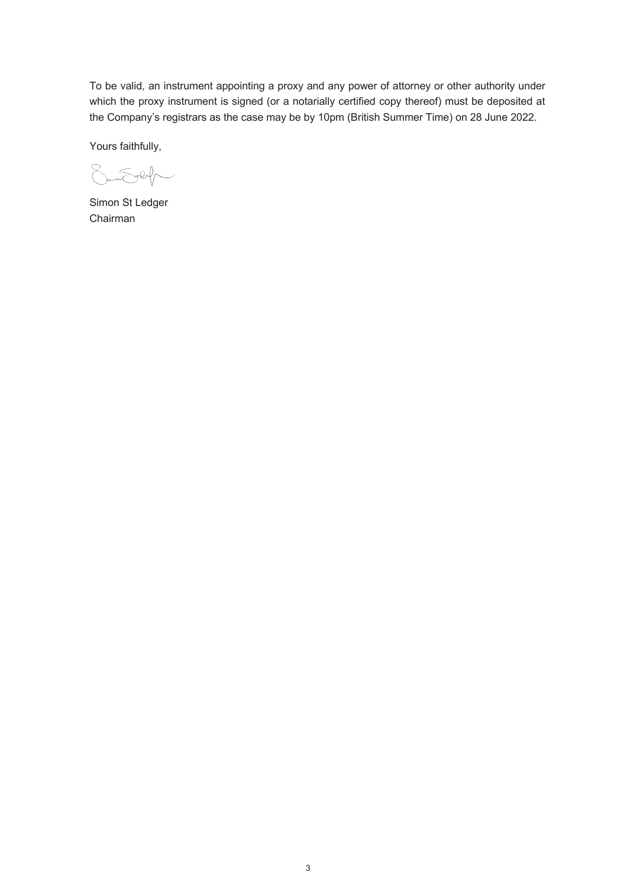To be valid, an instrument appointing a proxy and any power of attorney or other authority under which the proxy instrument is signed (or a notarially certified copy thereof) must be deposited at the Company's registrars as the case may be by 10pm (British Summer Time) on 28 June 2022.

Yours faithfully,

Simon St Ledger
Chairman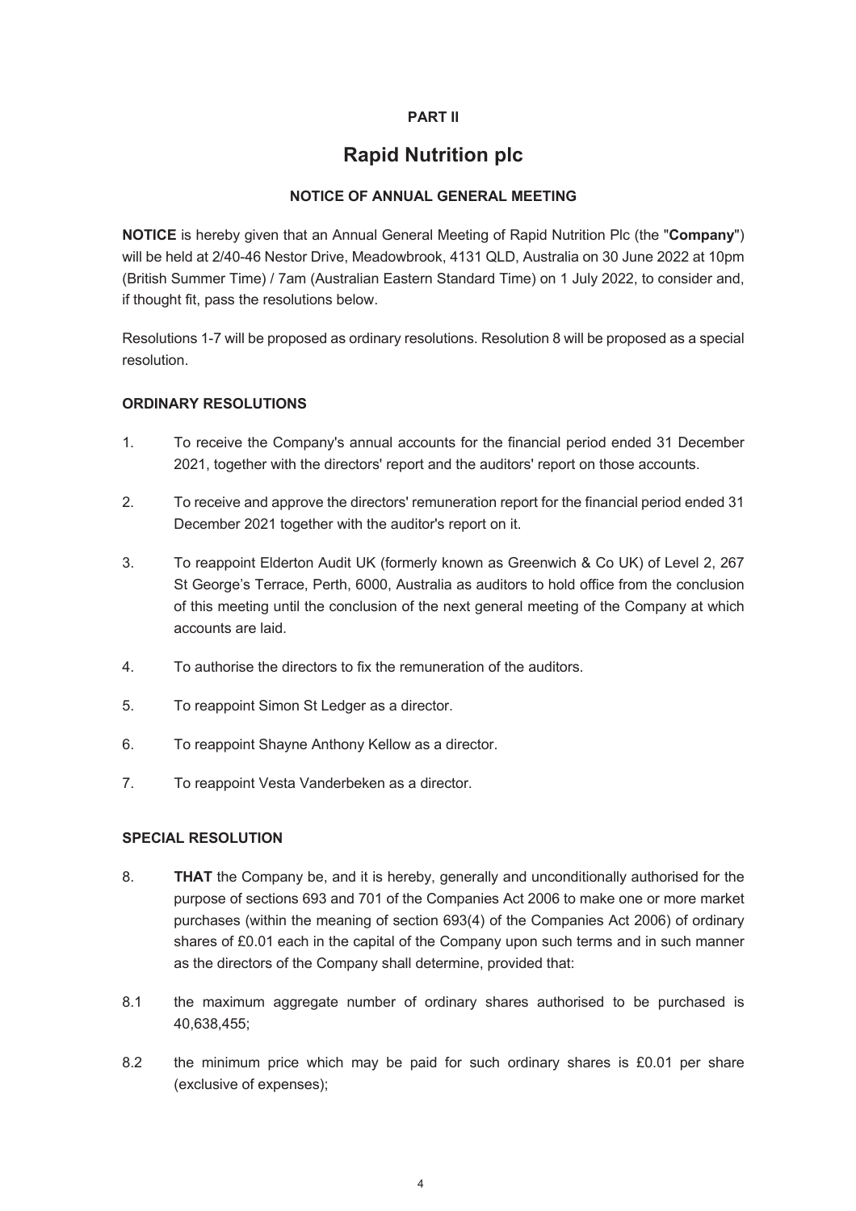**PART II**

# Rapid Nutrition plc

## NOTICE OF ANNUAL GENERAL MEETING

**NOTICE** is hereby given that an Annual General Meeting of Rapid Nutrition Plc (the "**Company**") will be held at 2/40-46 Nestor Drive, Meadowbrook, 4131 QLD, Australia on 30 June 2022 at 10pm (British Summer Time) / 7am (Australian Eastern Standard Time) on 1 July 2022, to consider and, if thought fit, pass the resolutions below.

Resolutions 1-7 will be proposed as ordinary resolutions. Resolution 8 will be proposed as a special resolution.

### ORDINARY RESOLUTIONS

1. To receive the Company's annual accounts for the financial period ended 31 December 2021, together with the directors' report and the auditors' report on those accounts.

2. To receive and approve the directors' remuneration report for the financial period ended 31 December 2021 together with the auditor's report on it.

3. To reappoint Elderton Audit UK (formerly known as Greenwich & Co UK) of Level 2, 267 St George's Terrace, Perth, 6000, Australia as auditors to hold office from the conclusion of this meeting until the conclusion of the next general meeting of the Company at which accounts are laid.

4. To authorise the directors to fix the remuneration of the auditors.

5. To reappoint Simon St Ledger as a director.

6. To reappoint Shayne Anthony Kellow as a director.

7. To reappoint Vesta Vanderbeken as a director.

### SPECIAL RESOLUTION

8. **THAT** the Company be, and it is hereby, generally and unconditionally authorised for the purpose of sections 693 and 701 of the Companies Act 2006 to make one or more market purchases (within the meaning of section 693(4) of the Companies Act 2006) of ordinary shares of £0.01 each in the capital of the Company upon such terms and in such manner as the directors of the Company shall determine, provided that:

8.1 the maximum aggregate number of ordinary shares authorised to be purchased is 40,638,455;

8.2 the minimum price which may be paid for such ordinary shares is £0.01 per share (exclusive of expenses);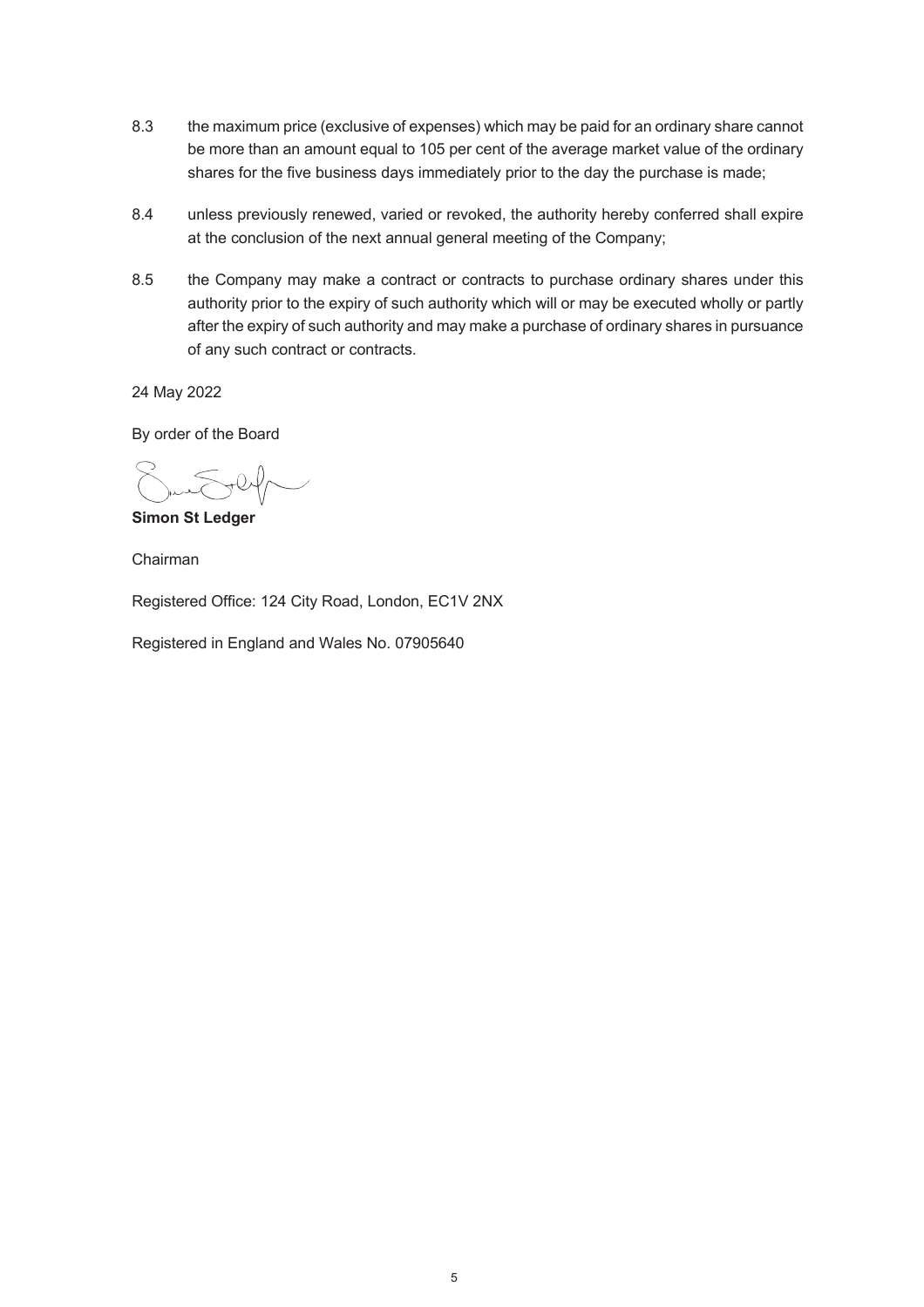8.3 the maximum price (exclusive of expenses) which may be paid for an ordinary share cannot be more than an amount equal to 105 per cent of the average market value of the ordinary shares for the five business days immediately prior to the day the purchase is made;

8.4 unless previously renewed, varied or revoked, the authority hereby conferred shall expire at the conclusion of the next annual general meeting of the Company;

8.5 the Company may make a contract or contracts to purchase ordinary shares under this authority prior to the expiry of such authority which will or may be executed wholly or partly after the expiry of such authority and may make a purchase of ordinary shares in pursuance of any such contract or contracts.

24 May 2022

By order of the Board

**Simon St Ledger**

Chairman

Registered Office: 124 City Road, London, EC1V 2NX

Registered in England and Wales No. 07905640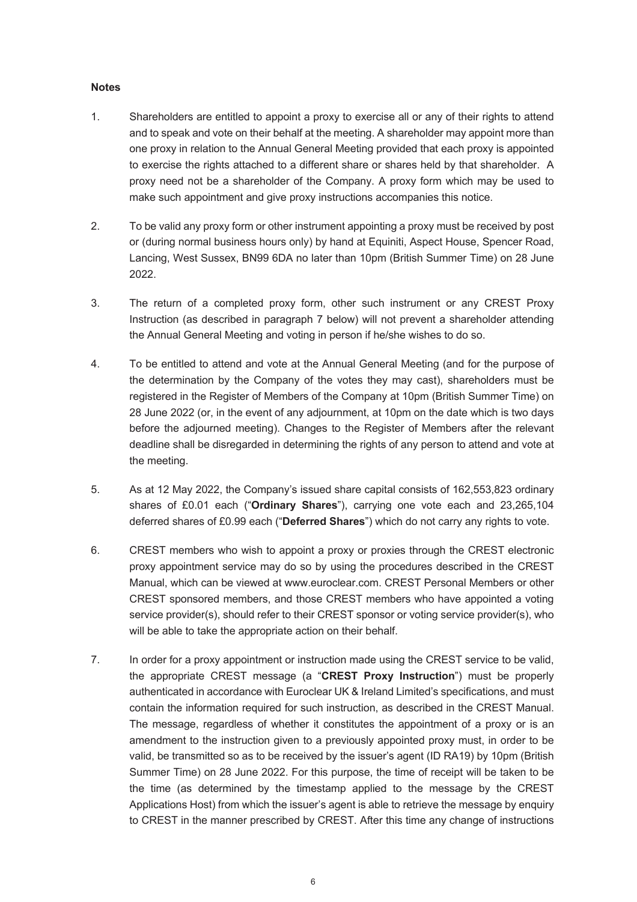**Notes**

1. Shareholders are entitled to appoint a proxy to exercise all or any of their rights to attend and to speak and vote on their behalf at the meeting. A shareholder may appoint more than one proxy in relation to the Annual General Meeting provided that each proxy is appointed to exercise the rights attached to a different share or shares held by that shareholder. A proxy need not be a shareholder of the Company. A proxy form which may be used to make such appointment and give proxy instructions accompanies this notice.

2. To be valid any proxy form or other instrument appointing a proxy must be received by post or (during normal business hours only) by hand at Equiniti, Aspect House, Spencer Road, Lancing, West Sussex, BN99 6DA no later than 10pm (British Summer Time) on 28 June 2022.

3. The return of a completed proxy form, other such instrument or any CREST Proxy Instruction (as described in paragraph 7 below) will not prevent a shareholder attending the Annual General Meeting and voting in person if he/she wishes to do so.

4. To be entitled to attend and vote at the Annual General Meeting (and for the purpose of the determination by the Company of the votes they may cast), shareholders must be registered in the Register of Members of the Company at 10pm (British Summer Time) on 28 June 2022 (or, in the event of any adjournment, at 10pm on the date which is two days before the adjourned meeting). Changes to the Register of Members after the relevant deadline shall be disregarded in determining the rights of any person to attend and vote at the meeting.

5. As at 12 May 2022, the Company's issued share capital consists of 162,553,823 ordinary shares of £0.01 each ("**Ordinary Shares**"), carrying one vote each and 23,265,104 deferred shares of £0.99 each ("**Deferred Shares**") which do not carry any rights to vote.

6. CREST members who wish to appoint a proxy or proxies through the CREST electronic proxy appointment service may do so by using the procedures described in the CREST Manual, which can be viewed at www.euroclear.com. CREST Personal Members or other CREST sponsored members, and those CREST members who have appointed a voting service provider(s), should refer to their CREST sponsor or voting service provider(s), who will be able to take the appropriate action on their behalf.

7. In order for a proxy appointment or instruction made using the CREST service to be valid, the appropriate CREST message (a "**CREST Proxy Instruction**") must be properly authenticated in accordance with Euroclear UK & Ireland Limited's specifications, and must contain the information required for such instruction, as described in the CREST Manual. The message, regardless of whether it constitutes the appointment of a proxy or is an amendment to the instruction given to a previously appointed proxy must, in order to be valid, be transmitted so as to be received by the issuer's agent (ID RA19) by 10pm (British Summer Time) on 28 June 2022. For this purpose, the time of receipt will be taken to be the time (as determined by the timestamp applied to the message by the CREST Applications Host) from which the issuer's agent is able to retrieve the message by enquiry to CREST in the manner prescribed by CREST. After this time any change of instructions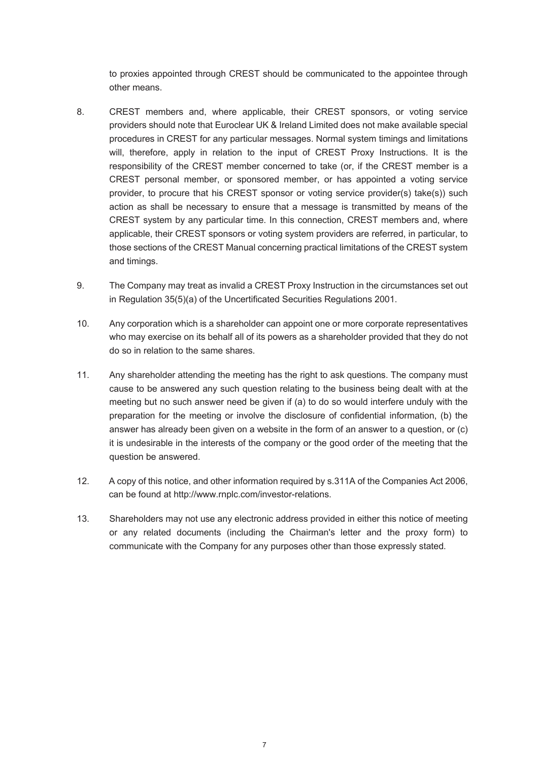to proxies appointed through CREST should be communicated to the appointee through other means.

8. CREST members and, where applicable, their CREST sponsors, or voting service providers should note that Euroclear UK & Ireland Limited does not make available special procedures in CREST for any particular messages. Normal system timings and limitations will, therefore, apply in relation to the input of CREST Proxy Instructions. It is the responsibility of the CREST member concerned to take (or, if the CREST member is a CREST personal member, or sponsored member, or has appointed a voting service provider, to procure that his CREST sponsor or voting service provider(s) take(s)) such action as shall be necessary to ensure that a message is transmitted by means of the CREST system by any particular time. In this connection, CREST members and, where applicable, their CREST sponsors or voting system providers are referred, in particular, to those sections of the CREST Manual concerning practical limitations of the CREST system and timings.

9. The Company may treat as invalid a CREST Proxy Instruction in the circumstances set out in Regulation 35(5)(a) of the Uncertificated Securities Regulations 2001.

10. Any corporation which is a shareholder can appoint one or more corporate representatives who may exercise on its behalf all of its powers as a shareholder provided that they do not do so in relation to the same shares.

11. Any shareholder attending the meeting has the right to ask questions. The company must cause to be answered any such question relating to the business being dealt with at the meeting but no such answer need be given if (a) to do so would interfere unduly with the preparation for the meeting or involve the disclosure of confidential information, (b) the answer has already been given on a website in the form of an answer to a question, or (c) it is undesirable in the interests of the company or the good order of the meeting that the question be answered.

12. A copy of this notice, and other information required by s.311A of the Companies Act 2006, can be found at http://www.rnplc.com/investor-relations.

13. Shareholders may not use any electronic address provided in either this notice of meeting or any related documents (including the Chairman's letter and the proxy form) to communicate with the Company for any purposes other than those expressly stated.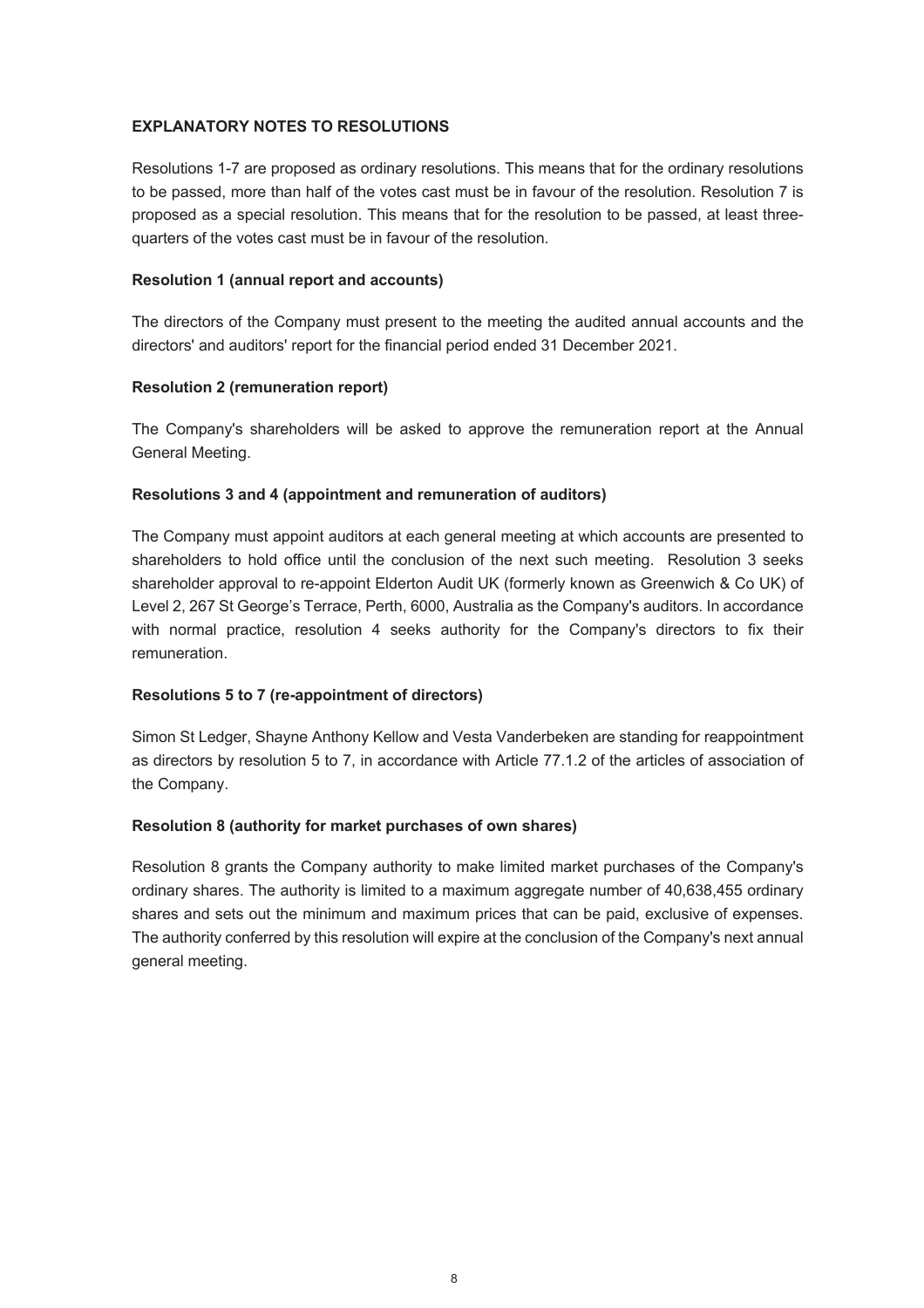**EXPLANATORY NOTES TO RESOLUTIONS**

Resolutions 1-7 are proposed as ordinary resolutions. This means that for the ordinary resolutions to be passed, more than half of the votes cast must be in favour of the resolution. Resolution 7 is proposed as a special resolution. This means that for the resolution to be passed, at least three-quarters of the votes cast must be in favour of the resolution.

**Resolution 1 (annual report and accounts)**

The directors of the Company must present to the meeting the audited annual accounts and the directors' and auditors' report for the financial period ended 31 December 2021.

**Resolution 2 (remuneration report)**

The Company's shareholders will be asked to approve the remuneration report at the Annual General Meeting.

**Resolutions 3 and 4 (appointment and remuneration of auditors)**

The Company must appoint auditors at each general meeting at which accounts are presented to shareholders to hold office until the conclusion of the next such meeting. Resolution 3 seeks shareholder approval to re-appoint Elderton Audit UK (formerly known as Greenwich & Co UK) of Level 2, 267 St George's Terrace, Perth, 6000, Australia as the Company's auditors. In accordance with normal practice, resolution 4 seeks authority for the Company's directors to fix their remuneration.

**Resolutions 5 to 7 (re-appointment of directors)**

Simon St Ledger, Shayne Anthony Kellow and Vesta Vanderbeken are standing for reappointment as directors by resolution 5 to 7, in accordance with Article 77.1.2 of the articles of association of the Company.

**Resolution 8 (authority for market purchases of own shares)**

Resolution 8 grants the Company authority to make limited market purchases of the Company's ordinary shares. The authority is limited to a maximum aggregate number of 40,638,455 ordinary shares and sets out the minimum and maximum prices that can be paid, exclusive of expenses. The authority conferred by this resolution will expire at the conclusion of the Company's next annual general meeting.